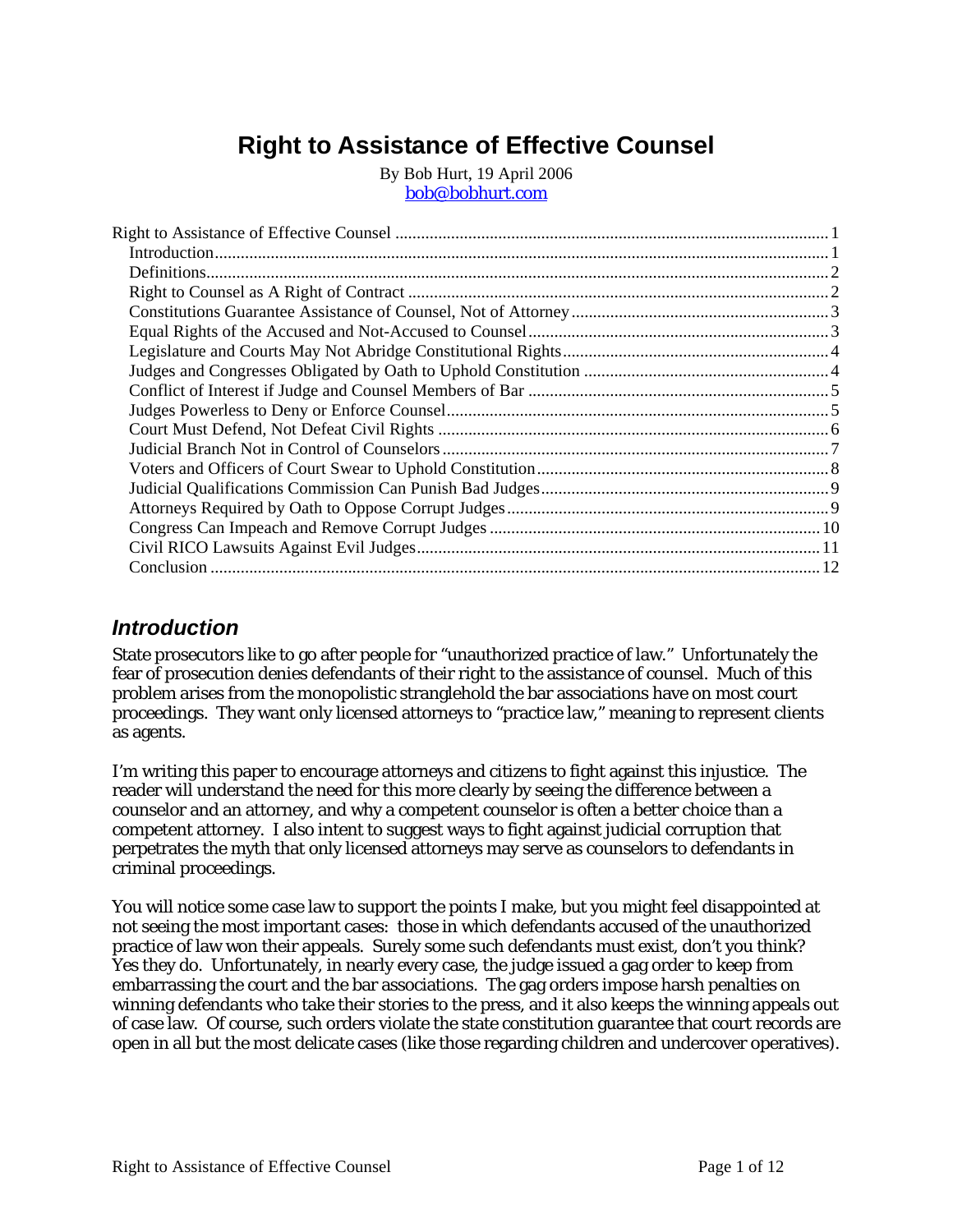# Right to Assistance of Effective Counsel

By Bob Hurt, 19 April 2006
bob@bobhurt.com

Right to Assistance of Effective Counsel ........ 1
- Introduction ........ 1
- Definitions ........ 2
- Right to Counsel as A Right of Contract ........ 2
- Constitutions Guarantee Assistance of Counsel, Not of Attorney ........ 3
- Equal Rights of the Accused and Not-Accused to Counsel ........ 3
- Legislature and Courts May Not Abridge Constitutional Rights ........ 4
- Judges and Congresses Obligated by Oath to Uphold Constitution ........ 4
- Conflict of Interest if Judge and Counsel Members of Bar ........ 5
- Judges Powerless to Deny or Enforce Counsel ........ 5
- Court Must Defend, Not Defeat Civil Rights ........ 6
- Judicial Branch Not in Control of Counselors ........ 7
- Voters and Officers of Court Swear to Uphold Constitution ........ 8
- Judicial Qualifications Commission Can Punish Bad Judges ........ 9
- Attorneys Required by Oath to Oppose Corrupt Judges ........ 9
- Congress Can Impeach and Remove Corrupt Judges ........ 10
- Civil RICO Lawsuits Against Evil Judges ........ 11
- Conclusion ........ 12

## *Introduction*

State prosecutors like to go after people for "unauthorized practice of law." Unfortunately the fear of prosecution denies defendants of their right to the assistance of counsel. Much of this problem arises from the monopolistic stranglehold the bar associations have on most court proceedings. They want only licensed attorneys to "practice law," meaning to represent clients as agents.

I'm writing this paper to encourage attorneys and citizens to fight against this injustice. The reader will understand the need for this more clearly by seeing the difference between a counselor and an attorney, and why a competent counselor is often a better choice than a competent attorney. I also intent to suggest ways to fight against judicial corruption that perpetrates the myth that only licensed attorneys may serve as counselors to defendants in criminal proceedings.

You will notice some case law to support the points I make, but you might feel disappointed at not seeing the most important cases: those in which defendants accused of the unauthorized practice of law won their appeals. Surely some such defendants must exist, don't you think? Yes they do. Unfortunately, in nearly every case, the judge issued a gag order to keep from embarrassing the court and the bar associations. The gag orders impose harsh penalties on winning defendants who take their stories to the press, and it also keeps the winning appeals out of case law. Of course, such orders violate the state constitution guarantee that court records are open in all but the most delicate cases (like those regarding children and undercover operatives).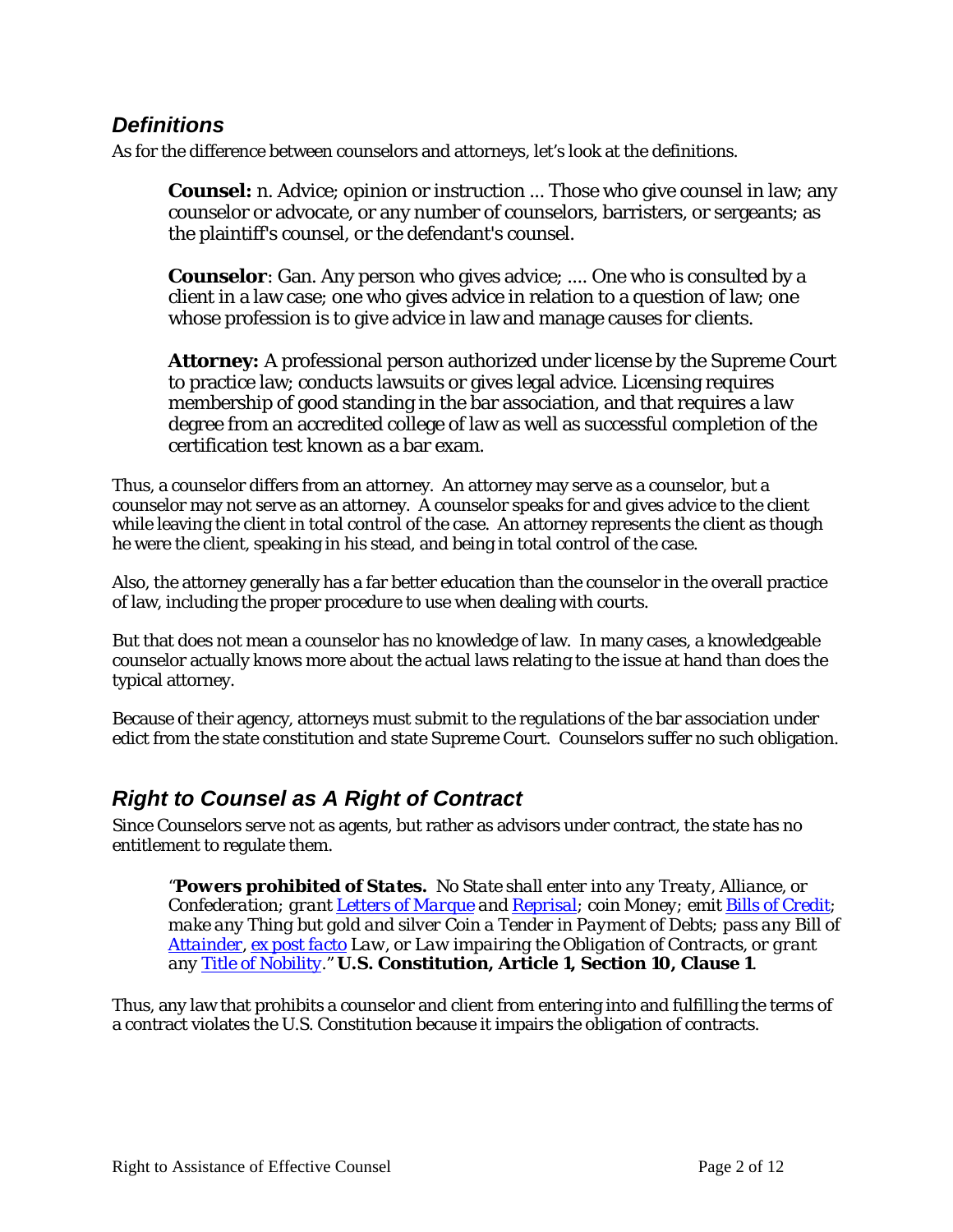## *Definitions*

As for the difference between counselors and attorneys, let's look at the definitions.

> **Counsel:** n. Advice; opinion or instruction ... Those who give counsel in law; any counselor or advocate, or any number of counselors, barristers, or sergeants; as the plaintiff's counsel, or the defendant's counsel.
>
> **Counselor**: Gan. Any person who gives advice; .... One who is consulted by a client in a law case; one who gives advice in relation to a question of law; one whose profession is to give advice in law and manage causes for clients.
>
> **Attorney:** A professional person authorized under license by the Supreme Court to practice law; conducts lawsuits or gives legal advice. Licensing requires membership of good standing in the bar association, and that requires a law degree from an accredited college of law as well as successful completion of the certification test known as a bar exam.

Thus, a counselor differs from an attorney. An attorney may serve as a counselor, but a counselor may not serve as an attorney. A counselor speaks for and gives advice to the client while leaving the client in total control of the case. An attorney represents the client as though he were the client, speaking in his stead, and being in total control of the case.

Also, the attorney generally has a far better education than the counselor in the overall practice of law, including the proper procedure to use when dealing with courts.

But that does not mean a counselor has no knowledge of law. In many cases, a knowledgeable counselor actually knows more about the actual laws relating to the issue at hand than does the typical attorney.

Because of their agency, attorneys must submit to the regulations of the bar association under edict from the state constitution and state Supreme Court. Counselors suffer no such obligation.

## *Right to Counsel as A Right of Contract*

Since Counselors serve not as agents, but rather as advisors under contract, the state has no entitlement to regulate them.

> "***Powers prohibited of States.*** *No State shall enter into any Treaty, Alliance, or Confederation; grant Letters of Marque and Reprisal; coin Money; emit Bills of Credit; make any Thing but gold and silver Coin a Tender in Payment of Debts; pass any Bill of Attainder, ex post facto Law, or Law impairing the Obligation of Contracts, or grant any Title of Nobility.*" **U.S. Constitution, Article 1, Section 10, Clause 1**.

Thus, any law that prohibits a counselor and client from entering into and fulfilling the terms of a contract violates the U.S. Constitution because it impairs the obligation of contracts.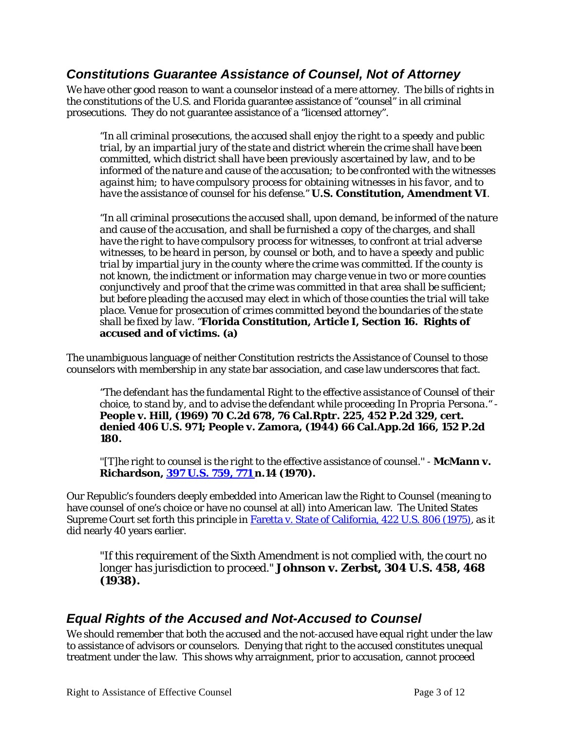## *Constitutions Guarantee Assistance of Counsel, Not of Attorney*

We have other good reason to want a counselor instead of a mere attorney. The bills of rights in the constitutions of the U.S. and Florida guarantee assistance of "counsel" in all criminal prosecutions. They do not guarantee assistance of a "licensed attorney".

> *"In all criminal prosecutions, the accused shall enjoy the right to a speedy and public trial, by an impartial jury of the state and district wherein the crime shall have been committed, which district shall have been previously ascertained by law, and to be informed of the nature and cause of the accusation; to be confronted with the witnesses against him; to have compulsory process for obtaining witnesses in his favor, and to have the assistance of counsel for his defense."* **U.S. Constitution, Amendment VI**.

> *"In all criminal prosecutions the accused shall, upon demand, be informed of the nature and cause of the accusation, and shall be furnished a copy of the charges, and shall have the right to have compulsory process for witnesses, to confront at trial adverse witnesses, to be heard in person, by counsel or both, and to have a speedy and public trial by impartial jury in the county where the crime was committed. If the county is not known, the indictment or information may charge venue in two or more counties conjunctively and proof that the crime was committed in that area shall be sufficient; but before pleading the accused may elect in which of those counties the trial will take place. Venue for prosecution of crimes committed beyond the boundaries of the state shall be fixed by law. "* **Florida Constitution, Article I, Section 16. Rights of accused and of victims. (a)**

The unambiguous language of neither Constitution restricts the Assistance of Counsel to those counselors with membership in any state bar association, and case law underscores that fact.

> *"The defendant has the fundamental Right to the effective assistance of Counsel of their choice, to stand by, and to advise the defendant while proceeding In Propria Persona."* - **People v. Hill, (1969) 70 C.2d 678, 76 Cal.Rptr. 225, 452 P.2d 329, cert. denied 406 U.S. 971; People v. Zamora, (1944) 66 Cal.App.2d 166, 152 P.2d 180.**

> *"[T]he right to counsel is the right to the effective assistance of counsel."* - **McMann v. Richardson, 397 U.S. 759, 771 n.14 (1970).**

Our Republic's founders deeply embedded into American law the Right to Counsel (meaning to have counsel of one's choice or have no counsel at all) into American law. The United States Supreme Court set forth this principle in Faretta v. State of California, 422 U.S. 806 (1975), as it did nearly 40 years earlier.

> *"If this requirement of the Sixth Amendment is not complied with, the court no longer has jurisdiction to proceed."* **Johnson v. Zerbst, 304 U.S. 458, 468 (1938).**

## *Equal Rights of the Accused and Not-Accused to Counsel*

We should remember that both the accused and the not-accused have equal right under the law to assistance of advisors or counselors. Denying that right to the accused constitutes unequal treatment under the law. This shows why arraignment, prior to accusation, cannot proceed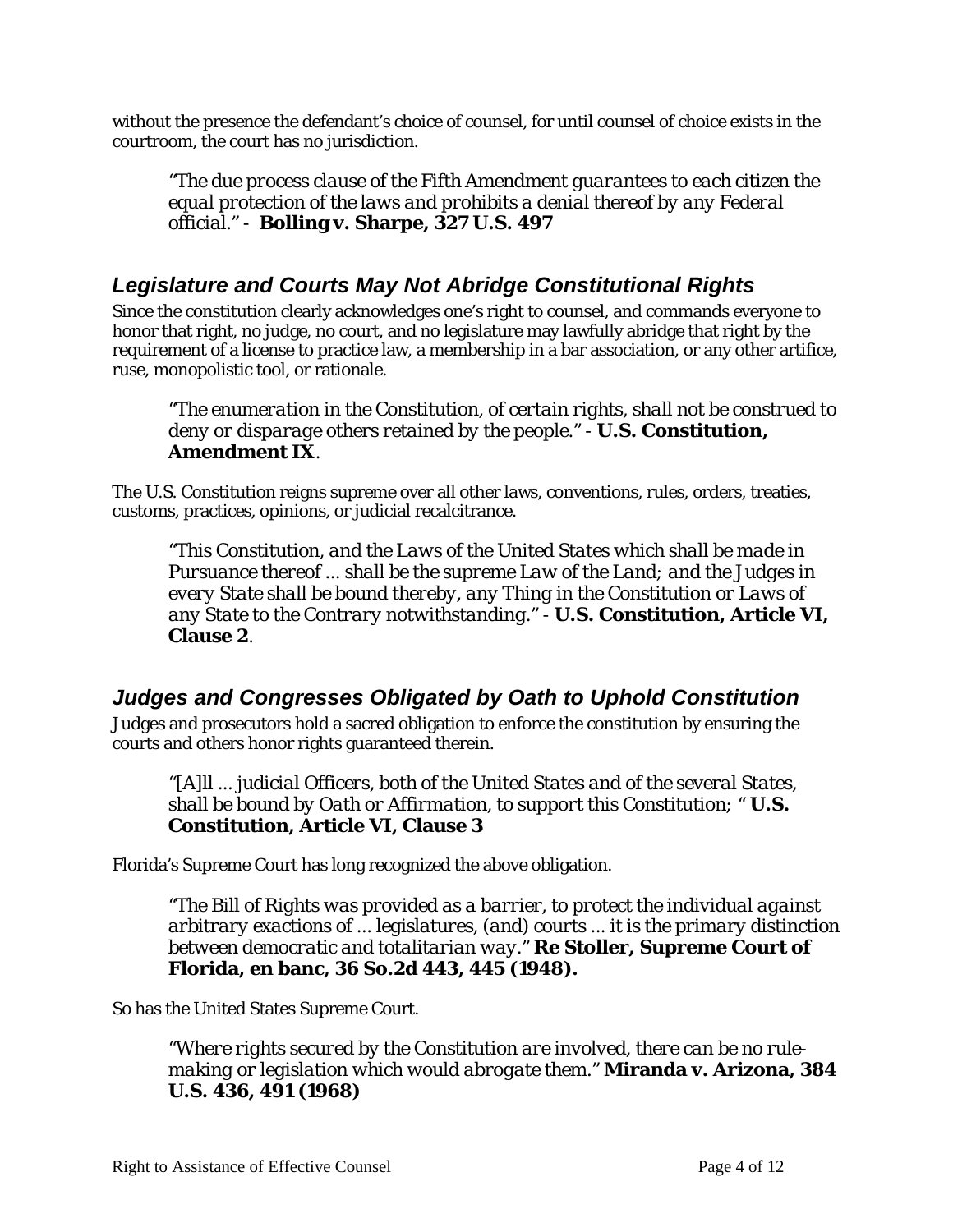without the presence the defendant's choice of counsel, for until counsel of choice exists in the courtroom, the court has no jurisdiction.

> *"The due process clause of the Fifth Amendment guarantees to each citizen the equal protection of the laws and prohibits a denial thereof by any Federal official."* - **Bolling v. Sharpe, 327 U.S. 497**

## *Legislature and Courts May Not Abridge Constitutional Rights*

Since the constitution clearly acknowledges one's right to counsel, and commands everyone to honor that right, no judge, no court, and no legislature may lawfully abridge that right by the requirement of a license to practice law, a membership in a bar association, or any other artifice, ruse, monopolistic tool, or rationale.

> *"The enumeration in the Constitution, of certain rights, shall not be construed to deny or disparage others retained by the people."* - **U.S. Constitution, Amendment IX**.

The U.S. Constitution reigns supreme over all other laws, conventions, rules, orders, treaties, customs, practices, opinions, or judicial recalcitrance.

> *"This Constitution, and the Laws of the United States which shall be made in Pursuance thereof ... shall be the supreme Law of the Land; and the Judges in every State shall be bound thereby, any Thing in the Constitution or Laws of any State to the Contrary notwithstanding."* - **U.S. Constitution, Article VI, Clause 2**.

## *Judges and Congresses Obligated by Oath to Uphold Constitution*

Judges and prosecutors hold a sacred obligation to enforce the constitution by ensuring the courts and others honor rights guaranteed therein.

> *"[A]ll ... judicial Officers, both of the United States and of the several States, shall be bound by Oath or Affirmation, to support this Constitution; "* **U.S. Constitution, Article VI, Clause 3**

Florida's Supreme Court has long recognized the above obligation.

> *"The Bill of Rights was provided as a barrier, to protect the individual against arbitrary exactions of ... legislatures, (and) courts ... it is the primary distinction between democratic and totalitarian way."* **Re Stoller, Supreme Court of Florida, en banc, 36 So.2d 443, 445 (1948).**

So has the United States Supreme Court.

> *"Where rights secured by the Constitution are involved, there can be no rule-making or legislation which would abrogate them."* **Miranda v. Arizona, 384 U.S. 436, 491 (1968)**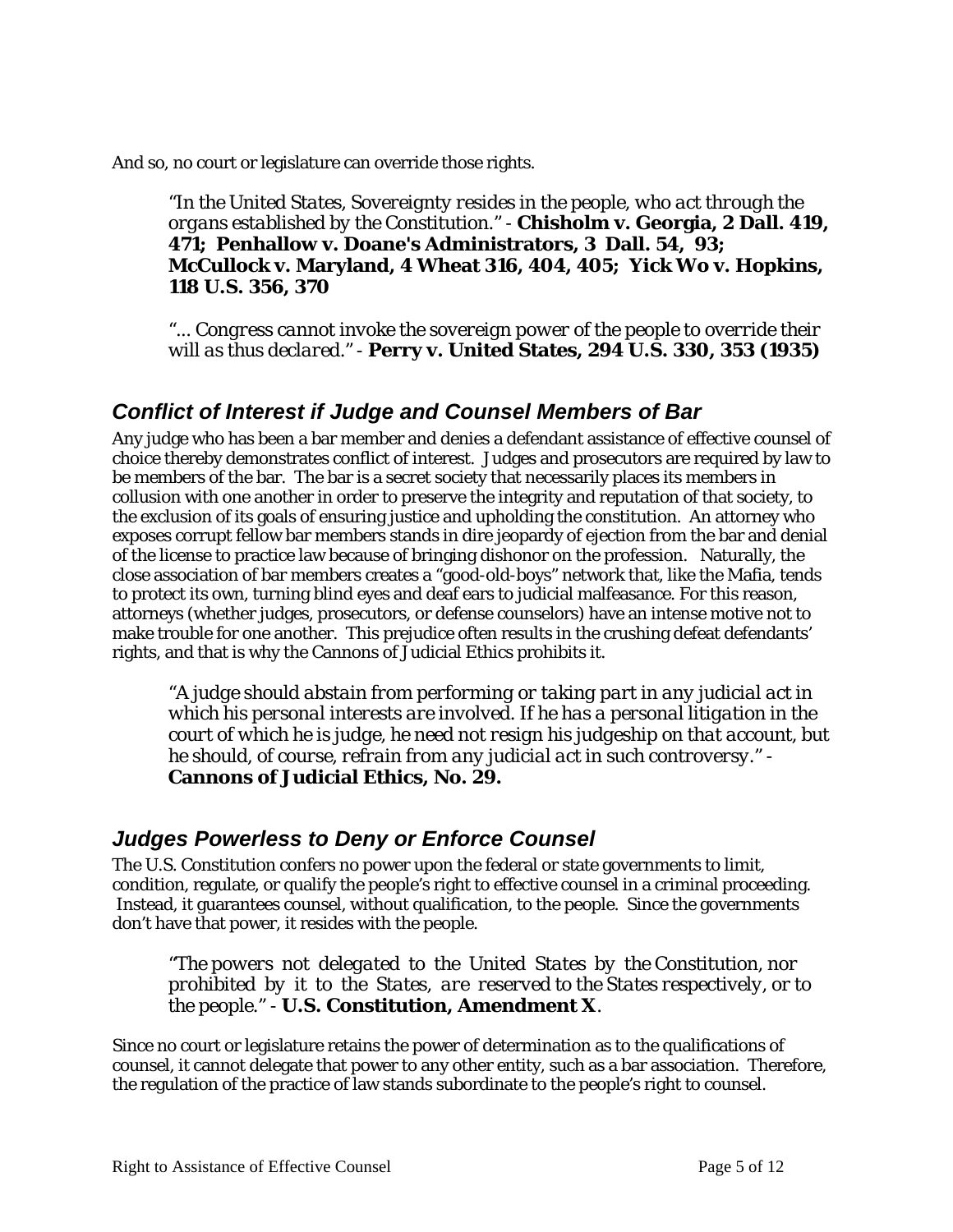And so, no court or legislature can override those rights.

> *"In the United States, Sovereignty resides in the people, who act through the organs established by the Constitution."* - **Chisholm v. Georgia, 2 Dall. 419, 471; Penhallow v. Doane's Administrators, 3 Dall. 54, 93; McCullock v. Maryland, 4 Wheat 316, 404, 405; Yick Wo v. Hopkins, 118 U.S. 356, 370**

> *"... Congress cannot invoke the sovereign power of the people to override their will as thus declared."* - **Perry v. United States, 294 U.S. 330, 353 (1935)**

## *Conflict of Interest if Judge and Counsel Members of Bar*

Any judge who has been a bar member and denies a defendant assistance of effective counsel of choice thereby demonstrates conflict of interest. Judges and prosecutors are required by law to be members of the bar. The bar is a secret society that necessarily places its members in collusion with one another in order to preserve the integrity and reputation of that society, to the exclusion of its goals of ensuring justice and upholding the constitution. An attorney who exposes corrupt fellow bar members stands in dire jeopardy of ejection from the bar and denial of the license to practice law because of bringing dishonor on the profession. Naturally, the close association of bar members creates a "good-old-boys" network that, like the Mafia, tends to protect its own, turning blind eyes and deaf ears to judicial malfeasance. For this reason, attorneys (whether judges, prosecutors, or defense counselors) have an intense motive not to make trouble for one another. This prejudice often results in the crushing defeat defendants' rights, and that is why the Cannons of Judicial Ethics prohibits it.

> *"A judge should abstain from performing or taking part in any judicial act in which his personal interests are involved. If he has a personal litigation in the court of which he is judge, he need not resign his judgeship on that account, but he should, of course, refrain from any judicial act in such controversy."* - **Cannons of Judicial Ethics, No. 29.**

## *Judges Powerless to Deny or Enforce Counsel*

The U.S. Constitution confers no power upon the federal or state governments to limit, condition, regulate, or qualify the people's right to effective counsel in a criminal proceeding. Instead, it guarantees counsel, without qualification, to the people. Since the governments don't have that power, it resides with the people.

> *"The powers not delegated to the United States by the Constitution, nor prohibited by it to the States, are reserved to the States respectively, or to the people."* - **U.S. Constitution, Amendment X**.

Since no court or legislature retains the power of determination as to the qualifications of counsel, it cannot delegate that power to any other entity, such as a bar association. Therefore, the regulation of the practice of law stands subordinate to the people's right to counsel.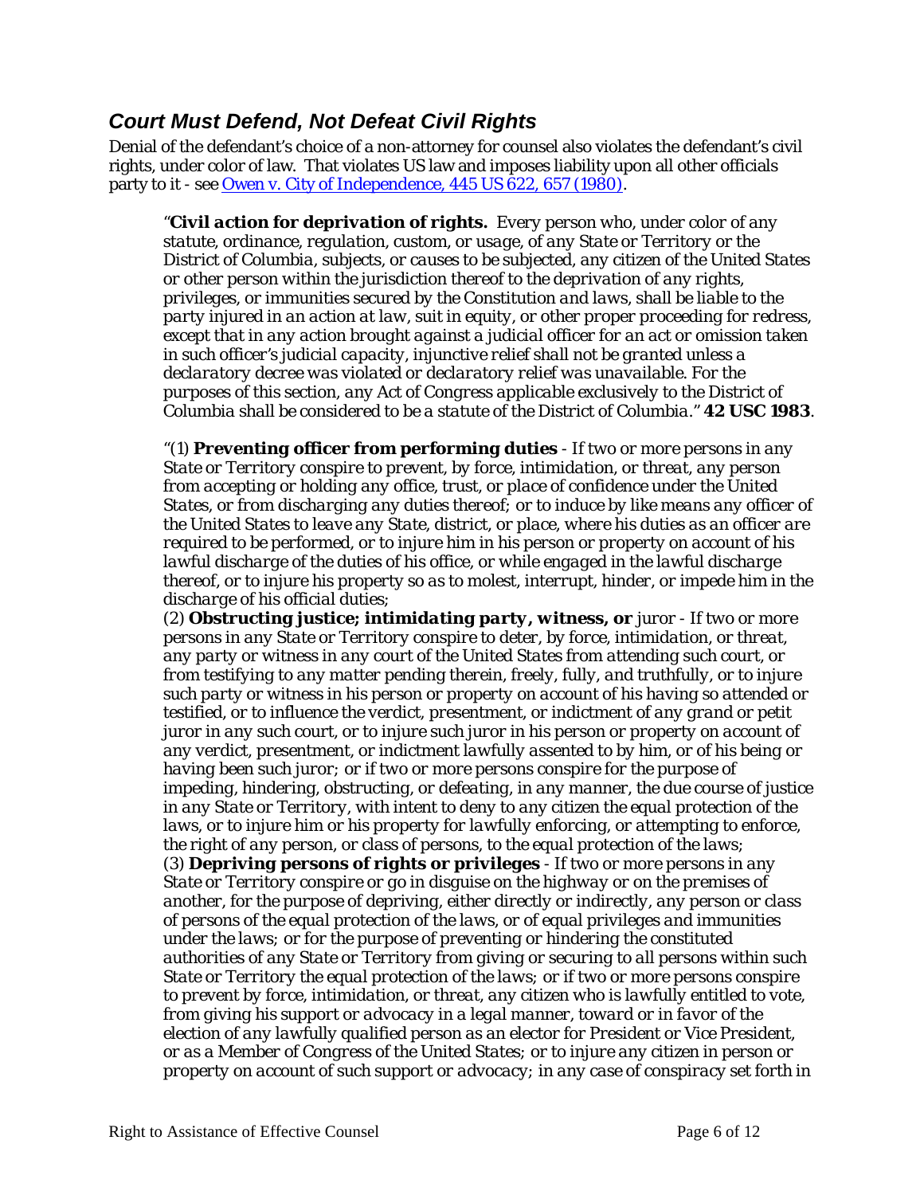## *Court Must Defend, Not Defeat Civil Rights*

Denial of the defendant's choice of a non-attorney for counsel also violates the defendant's civil rights, under color of law. That violates US law and imposes liability upon all other officials party to it - see [Owen v. City of Independence, 445 US 622, 657 (1980)](#).

> "***Civil action for deprivation of rights.*** *Every person who, under color of any statute, ordinance, regulation, custom, or usage, of any State or Territory or the District of Columbia, subjects, or causes to be subjected, any citizen of the United States or other person within the jurisdiction thereof to the deprivation of any rights, privileges, or immunities secured by the Constitution and laws, shall be liable to the party injured in an action at law, suit in equity, or other proper proceeding for redress, except that in any action brought against a judicial officer for an act or omission taken in such officer's judicial capacity, injunctive relief shall not be granted unless a declaratory decree was violated or declaratory relief was unavailable. For the purposes of this section, any Act of Congress applicable exclusively to the District of Columbia shall be considered to be a statute of the District of Columbia.*" **42 USC 1983**.

> *"(1)* ***Preventing officer from performing duties*** *- If two or more persons in any State or Territory conspire to prevent, by force, intimidation, or threat, any person from accepting or holding any office, trust, or place of confidence under the United States, or from discharging any duties thereof; or to induce by like means any officer of the United States to leave any State, district, or place, where his duties as an officer are required to be performed, or to injure him in his person or property on account of his lawful discharge of the duties of his office, or while engaged in the lawful discharge thereof, or to injure his property so as to molest, interrupt, hinder, or impede him in the discharge of his official duties;*
> *(2)* ***Obstructing justice; intimidating party, witness, or*** *juror - If two or more persons in any State or Territory conspire to deter, by force, intimidation, or threat, any party or witness in any court of the United States from attending such court, or from testifying to any matter pending therein, freely, fully, and truthfully, or to injure such party or witness in his person or property on account of his having so attended or testified, or to influence the verdict, presentment, or indictment of any grand or petit juror in any such court, or to injure such juror in his person or property on account of any verdict, presentment, or indictment lawfully assented to by him, or of his being or having been such juror; or if two or more persons conspire for the purpose of impeding, hindering, obstructing, or defeating, in any manner, the due course of justice in any State or Territory, with intent to deny to any citizen the equal protection of the laws, or to injure him or his property for lawfully enforcing, or attempting to enforce, the right of any person, or class of persons, to the equal protection of the laws;*
> *(3)* ***Depriving persons of rights or privileges*** *- If two or more persons in any State or Territory conspire or go in disguise on the highway or on the premises of another, for the purpose of depriving, either directly or indirectly, any person or class of persons of the equal protection of the laws, or of equal privileges and immunities under the laws; or for the purpose of preventing or hindering the constituted authorities of any State or Territory from giving or securing to all persons within such State or Territory the equal protection of the laws; or if two or more persons conspire to prevent by force, intimidation, or threat, any citizen who is lawfully entitled to vote, from giving his support or advocacy in a legal manner, toward or in favor of the election of any lawfully qualified person as an elector for President or Vice President, or as a Member of Congress of the United States; or to injure any citizen in person or property on account of such support or advocacy; in any case of conspiracy set forth in*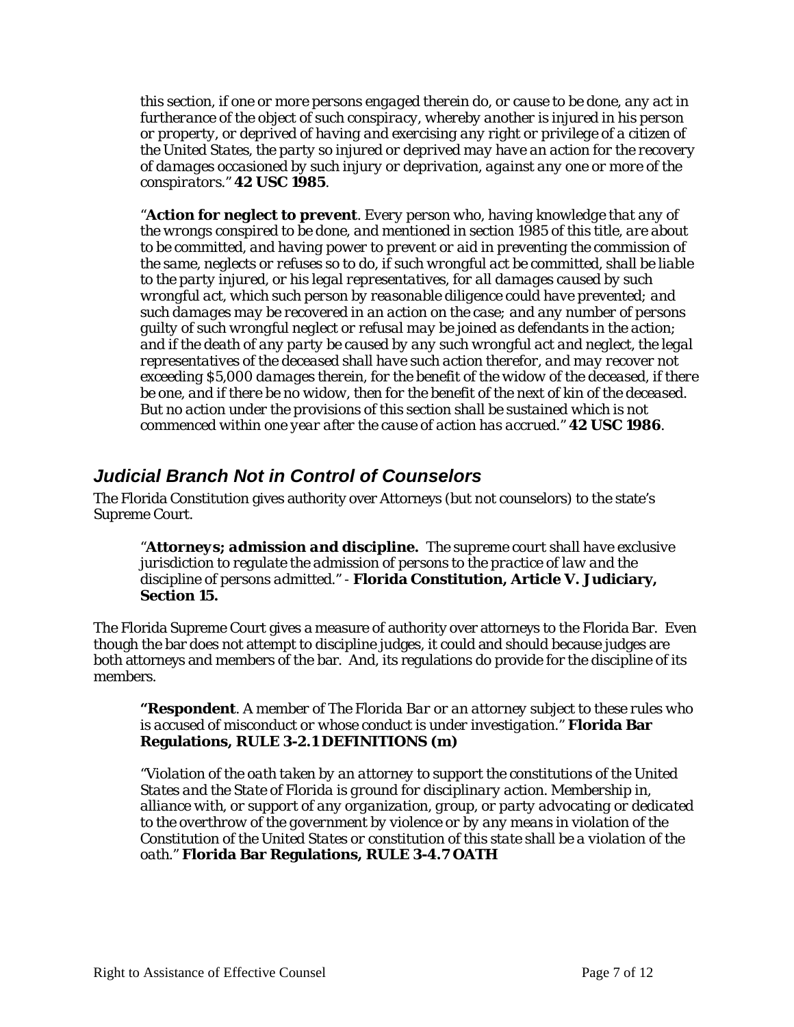*this section, if one or more persons engaged therein do, or cause to be done, any act in furtherance of the object of such conspiracy, whereby another is injured in his person or property, or deprived of having and exercising any right or privilege of a citizen of the United States, the party so injured or deprived may have an action for the recovery of damages occasioned by such injury or deprivation, against any one or more of the conspirators."* **42 USC 1985**.

"**Action for neglect to prevent**. *Every person who, having knowledge that any of the wrongs conspired to be done, and mentioned in section 1985 of this title, are about to be committed, and having power to prevent or aid in preventing the commission of the same, neglects or refuses so to do, if such wrongful act be committed, shall be liable to the party injured, or his legal representatives, for all damages caused by such wrongful act, which such person by reasonable diligence could have prevented; and such damages may be recovered in an action on the case; and any number of persons guilty of such wrongful neglect or refusal may be joined as defendants in the action; and if the death of any party be caused by any such wrongful act and neglect, the legal representatives of the deceased shall have such action therefor, and may recover not exceeding $5,000 damages therein, for the benefit of the widow of the deceased, if there be one, and if there be no widow, then for the benefit of the next of kin of the deceased. But no action under the provisions of this section shall be sustained which is not commenced within one year after the cause of action has accrued."* **42 USC 1986**.

## *Judicial Branch Not in Control of Counselors*

The Florida Constitution gives authority over Attorneys (but not counselors) to the state's Supreme Court.

"**Attorneys; admission and discipline.** *The supreme court shall have exclusive jurisdiction to regulate the admission of persons to the practice of law and the discipline of persons admitted."* - **Florida Constitution, Article V. Judiciary, Section 15.**

The Florida Supreme Court gives a measure of authority over attorneys to the Florida Bar. Even though the bar does not attempt to discipline judges, it could and should because judges are both attorneys and members of the bar. And, its regulations do provide for the discipline of its members.

**"Respondent**. *A member of The Florida Bar or an attorney subject to these rules who is accused of misconduct or whose conduct is under investigation."* **Florida Bar Regulations, RULE 3-2.1 DEFINITIONS (m)**

*"Violation of the oath taken by an attorney to support the constitutions of the United States and the State of Florida is ground for disciplinary action. Membership in, alliance with, or support of any organization, group, or party advocating or dedicated to the overthrow of the government by violence or by any means in violation of the Constitution of the United States or constitution of this state shall be a violation of the oath."* **Florida Bar Regulations, RULE 3-4.7 OATH**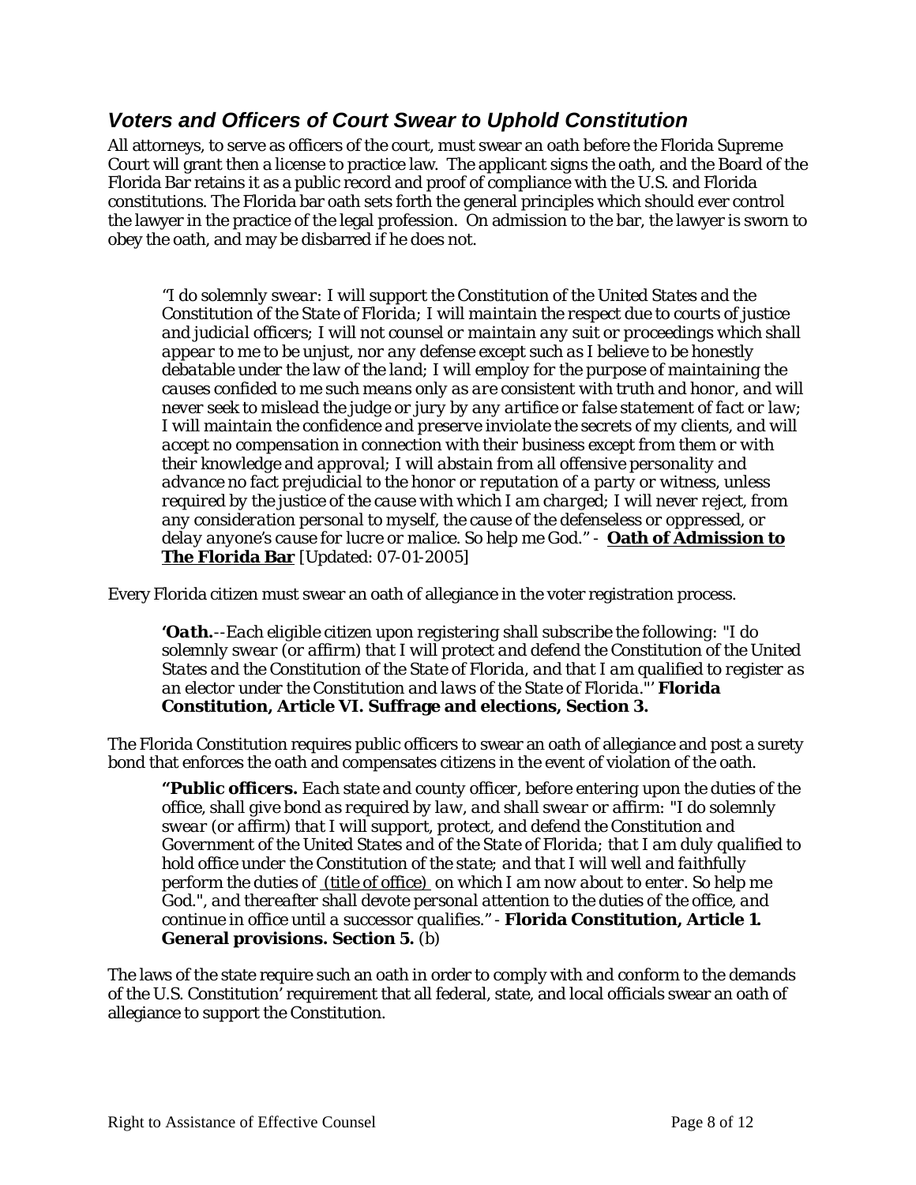## *Voters and Officers of Court Swear to Uphold Constitution*

All attorneys, to serve as officers of the court, must swear an oath before the Florida Supreme Court will grant then a license to practice law. The applicant signs the oath, and the Board of the Florida Bar retains it as a public record and proof of compliance with the U.S. and Florida constitutions. The Florida bar oath sets forth the general principles which should ever control the lawyer in the practice of the legal profession. On admission to the bar, the lawyer is sworn to obey the oath, and may be disbarred if he does not.

> *"I do solemnly swear: I will support the Constitution of the United States and the Constitution of the State of Florida; I will maintain the respect due to courts of justice and judicial officers; I will not counsel or maintain any suit or proceedings which shall appear to me to be unjust, nor any defense except such as I believe to be honestly debatable under the law of the land; I will employ for the purpose of maintaining the causes confided to me such means only as are consistent with truth and honor, and will never seek to mislead the judge or jury by any artifice or false statement of fact or law; I will maintain the confidence and preserve inviolate the secrets of my clients, and will accept no compensation in connection with their business except from them or with their knowledge and approval; I will abstain from all offensive personality and advance no fact prejudicial to the honor or reputation of a party or witness, unless required by the justice of the cause with which I am charged; I will never reject, from any consideration personal to myself, the cause of the defenseless or oppressed, or delay anyone's cause for lucre or malice. So help me God."* - **Oath of Admission to The Florida Bar** [Updated: 07-01-2005]

Every Florida citizen must swear an oath of allegiance in the voter registration process.

> *'**Oath.**--Each eligible citizen upon registering shall subscribe the following: "I do solemnly swear (or affirm) that I will protect and defend the Constitution of the United States and the Constitution of the State of Florida, and that I am qualified to register as an elector under the Constitution and laws of the State of Florida."'* **Florida Constitution, Article VI. Suffrage and elections, Section 3.**

The Florida Constitution requires public officers to swear an oath of allegiance and post a surety bond that enforces the oath and compensates citizens in the event of violation of the oath.

> ***"Public officers.** Each state and county officer, before entering upon the duties of the office, shall give bond as required by law, and shall swear or affirm: "I do solemnly swear (or affirm) that I will support, protect, and defend the Constitution and Government of the United States and of the State of Florida; that I am duly qualified to hold office under the Constitution of the state; and that I will well and faithfully perform the duties of (title of office) on which I am now about to enter. So help me God.", and thereafter shall devote personal attention to the duties of the office, and continue in office until a successor qualifies."* - **Florida Constitution, Article 1. General provisions. Section 5.** (b)

The laws of the state require such an oath in order to comply with and conform to the demands of the U.S. Constitution' requirement that all federal, state, and local officials swear an oath of allegiance to support the Constitution.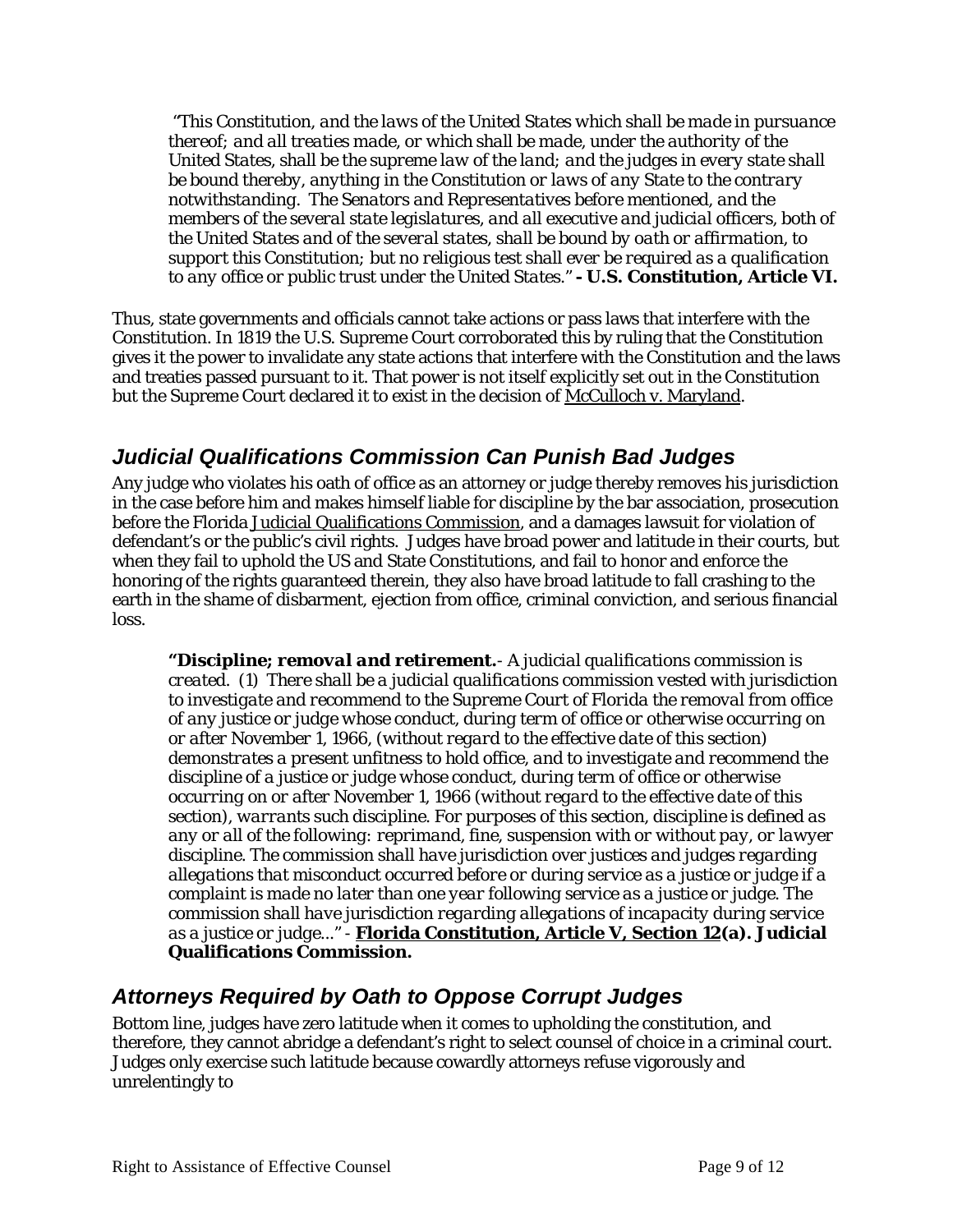> *"This Constitution, and the laws of the United States which shall be made in pursuance thereof; and all treaties made, or which shall be made, under the authority of the United States, shall be the supreme law of the land; and the judges in every state shall be bound thereby, anything in the Constitution or laws of any State to the contrary notwithstanding. The Senators and Representatives before mentioned, and the members of the several state legislatures, and all executive and judicial officers, both of the United States and of the several states, shall be bound by oath or affirmation, to support this Constitution; but no religious test shall ever be required as a qualification to any office or public trust under the United States."* **- U.S. Constitution, Article VI.**

Thus, state governments and officials cannot take actions or pass laws that interfere with the Constitution. In 1819 the U.S. Supreme Court corroborated this by ruling that the Constitution gives it the power to invalidate any state actions that interfere with the Constitution and the laws and treaties passed pursuant to it. That power is not itself explicitly set out in the Constitution but the Supreme Court declared it to exist in the decision of McCulloch v. Maryland.

## *Judicial Qualifications Commission Can Punish Bad Judges*

Any judge who violates his oath of office as an attorney or judge thereby removes his jurisdiction in the case before him and makes himself liable for discipline by the bar association, prosecution before the Florida Judicial Qualifications Commission, and a damages lawsuit for violation of defendant's or the public's civil rights. Judges have broad power and latitude in their courts, but when they fail to uphold the US and State Constitutions, and fail to honor and enforce the honoring of the rights guaranteed therein, they also have broad latitude to fall crashing to the earth in the shame of disbarment, ejection from office, criminal conviction, and serious financial loss.

> ***"Discipline; removal and retirement.****- A judicial qualifications commission is created. (1) There shall be a judicial qualifications commission vested with jurisdiction to investigate and recommend to the Supreme Court of Florida the removal from office of any justice or judge whose conduct, during term of office or otherwise occurring on or after November 1, 1966, (without regard to the effective date of this section) demonstrates a present unfitness to hold office, and to investigate and recommend the discipline of a justice or judge whose conduct, during term of office or otherwise occurring on or after November 1, 1966 (without regard to the effective date of this section), warrants such discipline. For purposes of this section, discipline is defined as any or all of the following: reprimand, fine, suspension with or without pay, or lawyer discipline. The commission shall have jurisdiction over justices and judges regarding allegations that misconduct occurred before or during service as a justice or judge if a complaint is made no later than one year following service as a justice or judge. The commission shall have jurisdiction regarding allegations of incapacity during service as a justice or judge..."* - **Florida Constitution, Article V, Section 12(a). Judicial Qualifications Commission.**

## *Attorneys Required by Oath to Oppose Corrupt Judges*

Bottom line, judges have zero latitude when it comes to upholding the constitution, and therefore, they cannot abridge a defendant's right to select counsel of choice in a criminal court. Judges only exercise such latitude because cowardly attorneys refuse vigorously and unrelentingly to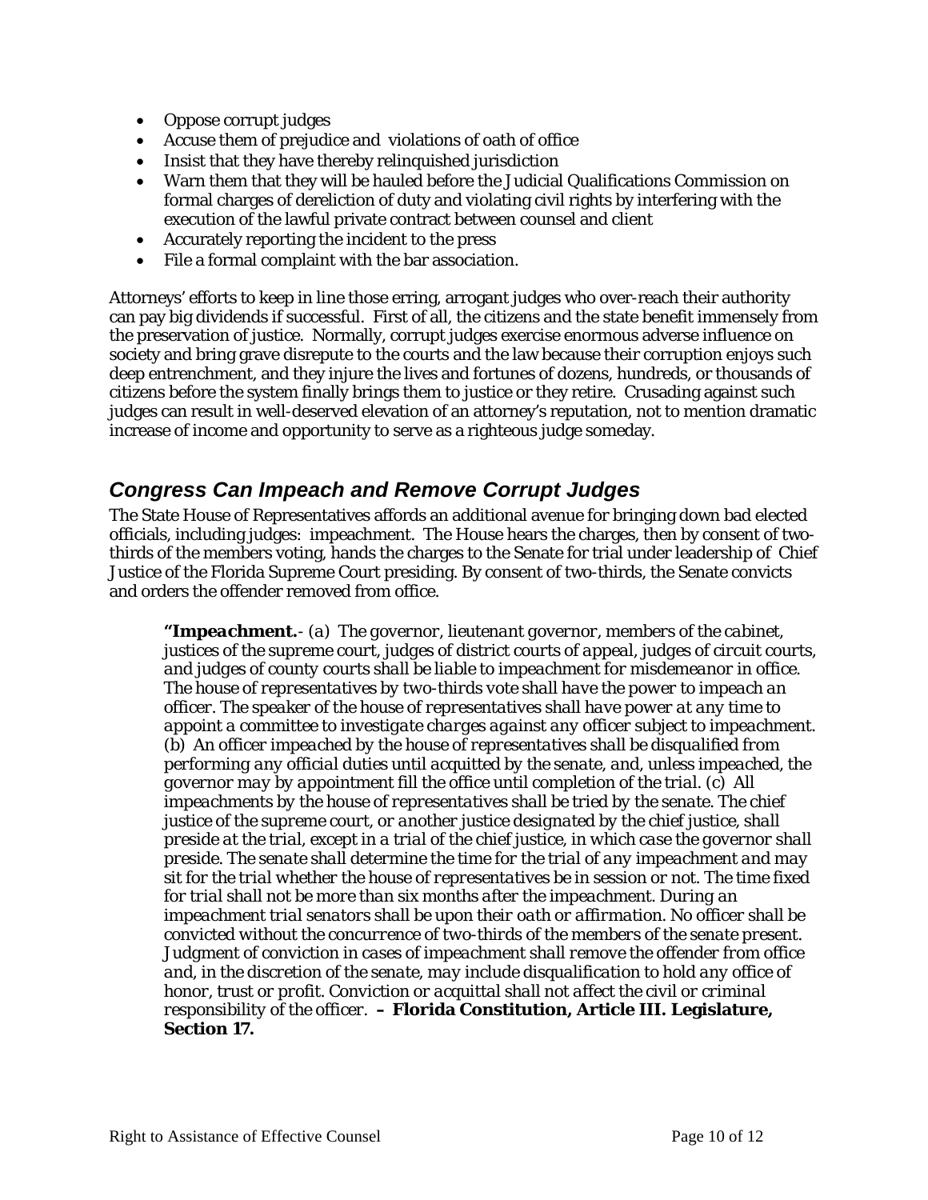- Oppose corrupt judges
- Accuse them of prejudice and violations of oath of office
- Insist that they have thereby relinquished jurisdiction
- Warn them that they will be hauled before the Judicial Qualifications Commission on formal charges of dereliction of duty and violating civil rights by interfering with the execution of the lawful private contract between counsel and client
- Accurately reporting the incident to the press
- File a formal complaint with the bar association.

Attorneys' efforts to keep in line those erring, arrogant judges who over-reach their authority can pay big dividends if successful. First of all, the citizens and the state benefit immensely from the preservation of justice. Normally, corrupt judges exercise enormous adverse influence on society and bring grave disrepute to the courts and the law because their corruption enjoys such deep entrenchment, and they injure the lives and fortunes of dozens, hundreds, or thousands of citizens before the system finally brings them to justice or they retire. Crusading against such judges can result in well-deserved elevation of an attorney's reputation, not to mention dramatic increase of income and opportunity to serve as a righteous judge someday.

## *Congress Can Impeach and Remove Corrupt Judges*

The State House of Representatives affords an additional avenue for bringing down bad elected officials, including judges: impeachment. The House hears the charges, then by consent of two-thirds of the members voting, hands the charges to the Senate for trial under leadership of Chief Justice of the Florida Supreme Court presiding. By consent of two-thirds, the Senate convicts and orders the offender removed from office.

> ***"Impeachment.*** *- (a) The governor, lieutenant governor, members of the cabinet, justices of the supreme court, judges of district courts of appeal, judges of circuit courts, and judges of county courts shall be liable to impeachment for misdemeanor in office. The house of representatives by two-thirds vote shall have the power to impeach an officer. The speaker of the house of representatives shall have power at any time to appoint a committee to investigate charges against any officer subject to impeachment. (b) An officer impeached by the house of representatives shall be disqualified from performing any official duties until acquitted by the senate, and, unless impeached, the governor may by appointment fill the office until completion of the trial. (c) All impeachments by the house of representatives shall be tried by the senate. The chief justice of the supreme court, or another justice designated by the chief justice, shall preside at the trial, except in a trial of the chief justice, in which case the governor shall preside. The senate shall determine the time for the trial of any impeachment and may sit for the trial whether the house of representatives be in session or not. The time fixed for trial shall not be more than six months after the impeachment. During an impeachment trial senators shall be upon their oath or affirmation. No officer shall be convicted without the concurrence of two-thirds of the members of the senate present. Judgment of conviction in cases of impeachment shall remove the offender from office and, in the discretion of the senate, may include disqualification to hold any office of honor, trust or profit. Conviction or acquittal shall not affect the civil or criminal responsibility of the officer.* **– Florida Constitution, Article III. Legislature, Section 17.**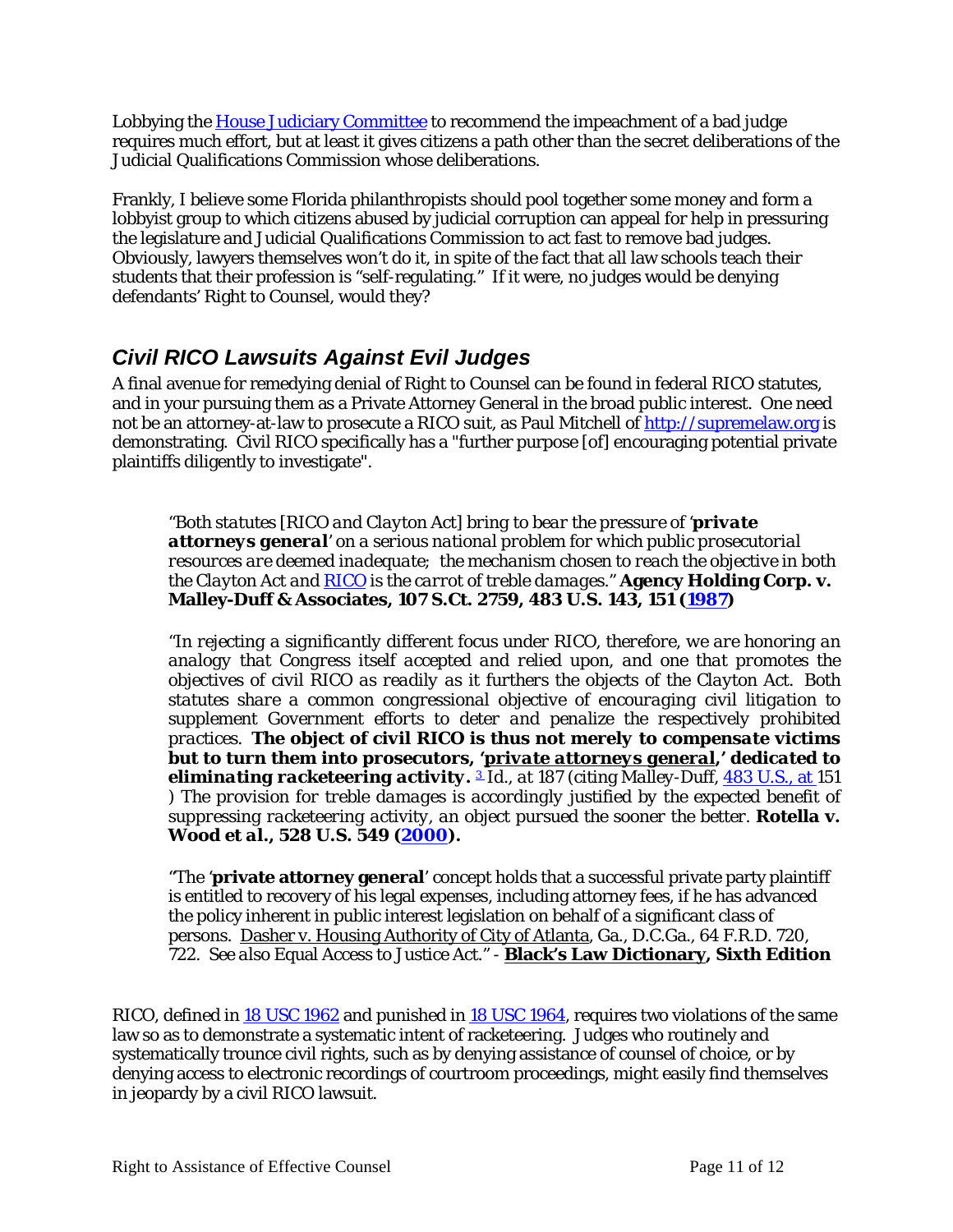Lobbying the House Judiciary Committee to recommend the impeachment of a bad judge requires much effort, but at least it gives citizens a path other than the secret deliberations of the Judicial Qualifications Commission whose deliberations.

Frankly, I believe some Florida philanthropists should pool together some money and form a lobbyist group to which citizens abused by judicial corruption can appeal for help in pressuring the legislature and Judicial Qualifications Commission to act fast to remove bad judges. Obviously, lawyers themselves won't do it, in spite of the fact that all law schools teach their students that their profession is "self-regulating." If it were, no judges would be denying defendants' Right to Counsel, would they?

## *Civil RICO Lawsuits Against Evil Judges*

A final avenue for remedying denial of Right to Counsel can be found in federal RICO statutes, and in your pursuing them as a Private Attorney General in the broad public interest. One need not be an attorney-at-law to prosecute a RICO suit, as Paul Mitchell of http://supremelaw.org is demonstrating. Civil RICO specifically has a "further purpose [of] encouraging potential private plaintiffs diligently to investigate".

> *"Both statutes [RICO and Clayton Act] bring to bear the pressure of '**private attorneys general**' on a serious national problem for which public prosecutorial resources are deemed inadequate; the mechanism chosen to reach the objective in both the Clayton Act and RICO is the carrot of treble damages."* **Agency Holding Corp. v. Malley-Duff & Associates, 107 S.Ct. 2759, 483 U.S. 143, 151 (1987)**
>
> *"In rejecting a significantly different focus under RICO, therefore, we are honoring an analogy that Congress itself accepted and relied upon, and one that promotes the objectives of civil RICO as readily as it furthers the objects of the Clayton Act. Both statutes share a common congressional objective of encouraging civil litigation to supplement Government efforts to deter and penalize the respectively prohibited practices.* ***The object of civil RICO is thus not merely to compensate victims but to turn them into prosecutors, '<u>private attorneys general</u>,' dedicated to eliminating racketeering activity.*** [3] *Id., at 187 (citing Malley-Duff, 483 U.S., at 151 ) The provision for treble damages is accordingly justified by the expected benefit of suppressing racketeering activity, an object pursued the sooner the better.* **Rotella v. Wood et al., 528 U.S. 549 (2000).**
>
> "The '**private attorney general**' concept holds that a successful private party plaintiff is entitled to recovery of his legal expenses, including attorney fees, if he has advanced the policy inherent in public interest legislation on behalf of a significant class of persons. <u>Dasher v. Housing Authority of City of Atlanta</u>, Ga., D.C.Ga., 64 F.R.D. 720, 722. *See also* Equal Access to Justice Act." - **<u>Black's Law Dictionary</u>, Sixth Edition**

RICO, defined in 18 USC 1962 and punished in 18 USC 1964, requires two violations of the same law so as to demonstrate a systematic intent of racketeering. Judges who routinely and systematically trounce civil rights, such as by denying assistance of counsel of choice, or by denying access to electronic recordings of courtroom proceedings, might easily find themselves in jeopardy by a civil RICO lawsuit.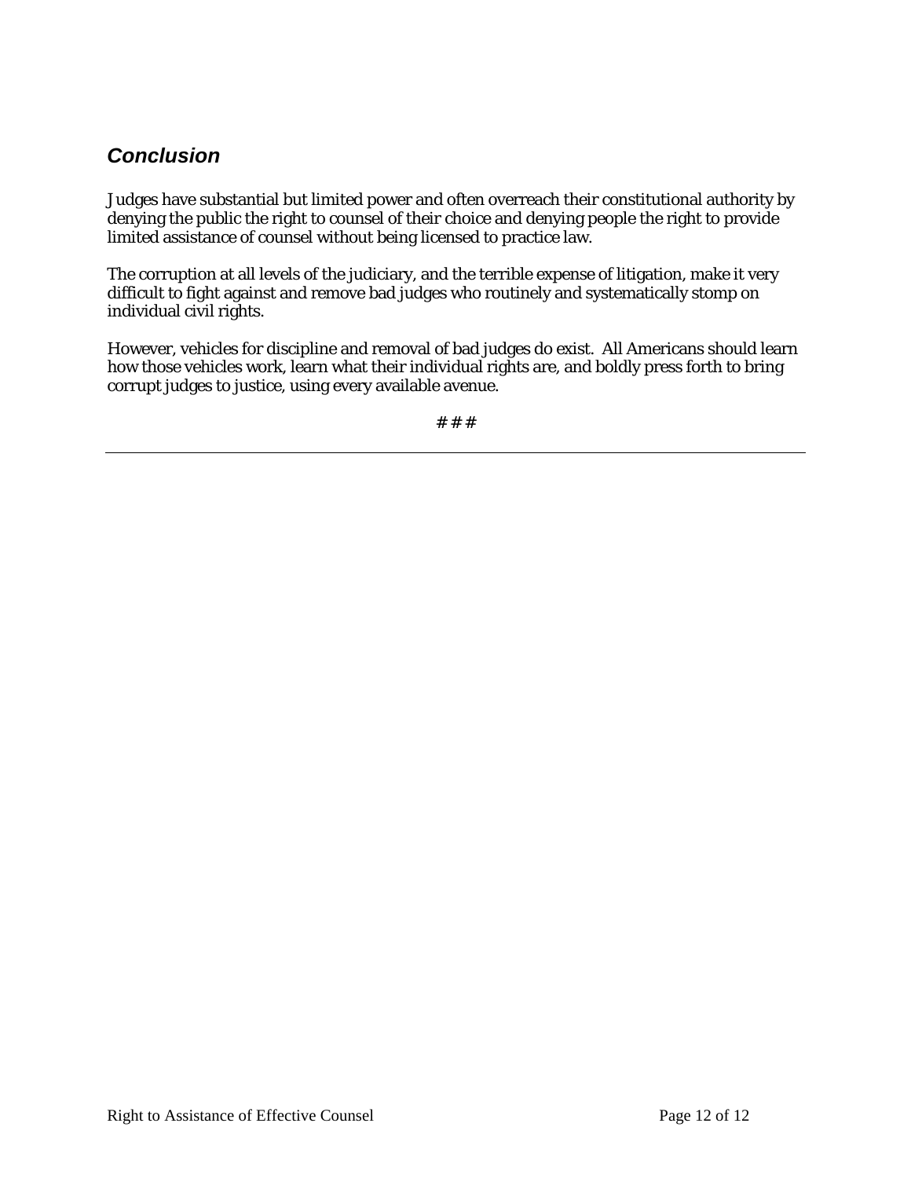## *Conclusion*

Judges have substantial but limited power and often overreach their constitutional authority by denying the public the right to counsel of their choice and denying people the right to provide limited assistance of counsel without being licensed to practice law.

The corruption at all levels of the judiciary, and the terrible expense of litigation, make it very difficult to fight against and remove bad judges who routinely and systematically stomp on individual civil rights.

However, vehicles for discipline and removal of bad judges do exist. All Americans should learn how those vehicles work, learn what their individual rights are, and boldly press forth to bring corrupt judges to justice, using every available avenue.

# # #